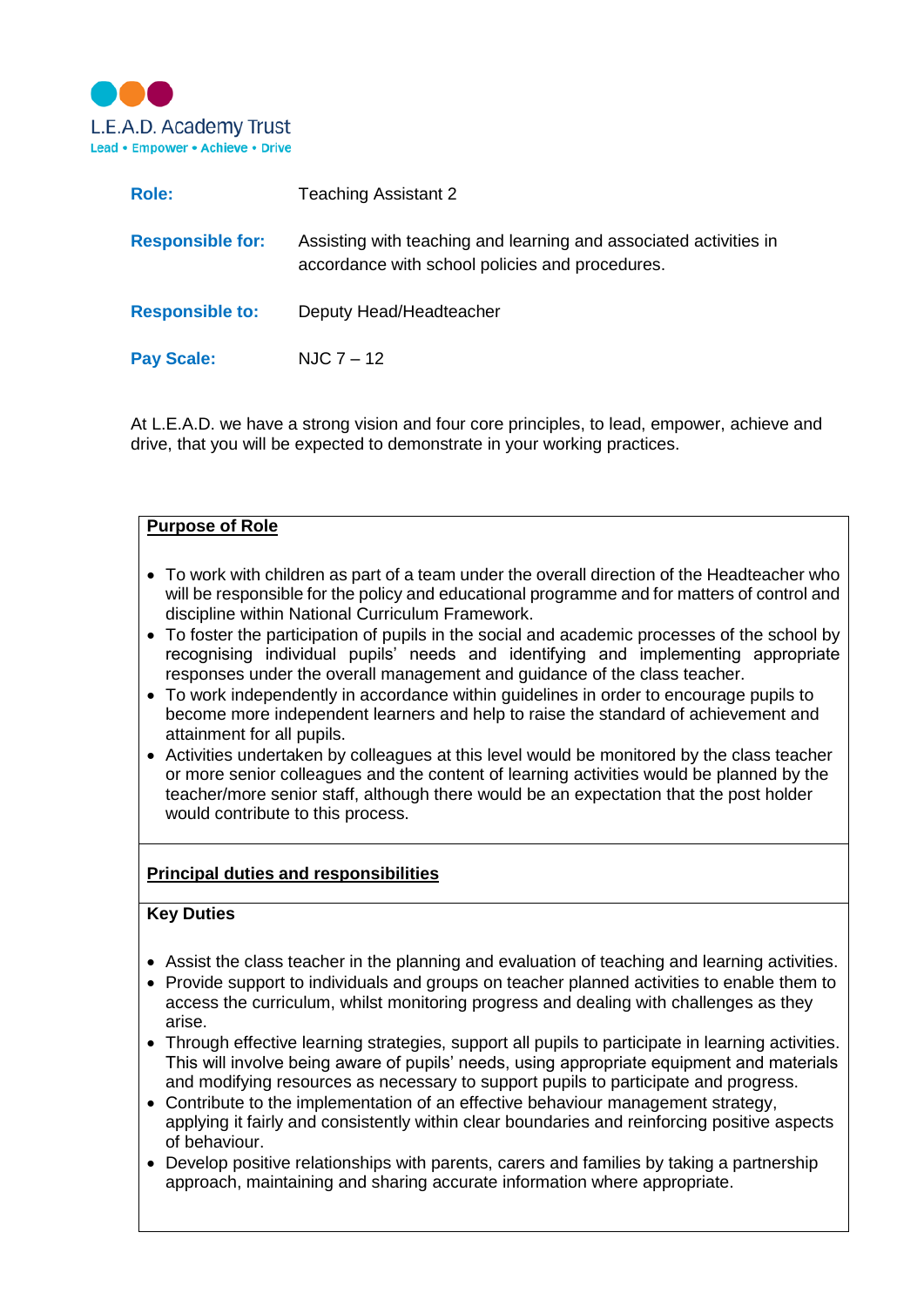L.E.A.D. Academy Trust
Lead • Empower • Achieve • Drive

| | |
|---|---|
| **Role:** | Teaching Assistant 2 |
| **Responsible for:** | Assisting with teaching and learning and associated activities in accordance with school policies and procedures. |
| **Responsible to:** | Deputy Head/Headteacher |
| **Pay Scale:** | NJC 7 – 12 |

At L.E.A.D. we have a strong vision and four core principles, to lead, empower, achieve and drive, that you will be expected to demonstrate in your working practices.

## Purpose of Role

- To work with children as part of a team under the overall direction of the Headteacher who will be responsible for the policy and educational programme and for matters of control and discipline within National Curriculum Framework.
- To foster the participation of pupils in the social and academic processes of the school by recognising individual pupils' needs and identifying and implementing appropriate responses under the overall management and guidance of the class teacher.
- To work independently in accordance within guidelines in order to encourage pupils to become more independent learners and help to raise the standard of achievement and attainment for all pupils.
- Activities undertaken by colleagues at this level would be monitored by the class teacher or more senior colleagues and the content of learning activities would be planned by the teacher/more senior staff, although there would be an expectation that the post holder would contribute to this process.

## Principal duties and responsibilities

### Key Duties

- Assist the class teacher in the planning and evaluation of teaching and learning activities.
- Provide support to individuals and groups on teacher planned activities to enable them to access the curriculum, whilst monitoring progress and dealing with challenges as they arise.
- Through effective learning strategies, support all pupils to participate in learning activities. This will involve being aware of pupils' needs, using appropriate equipment and materials and modifying resources as necessary to support pupils to participate and progress.
- Contribute to the implementation of an effective behaviour management strategy, applying it fairly and consistently within clear boundaries and reinforcing positive aspects of behaviour.
- Develop positive relationships with parents, carers and families by taking a partnership approach, maintaining and sharing accurate information where appropriate.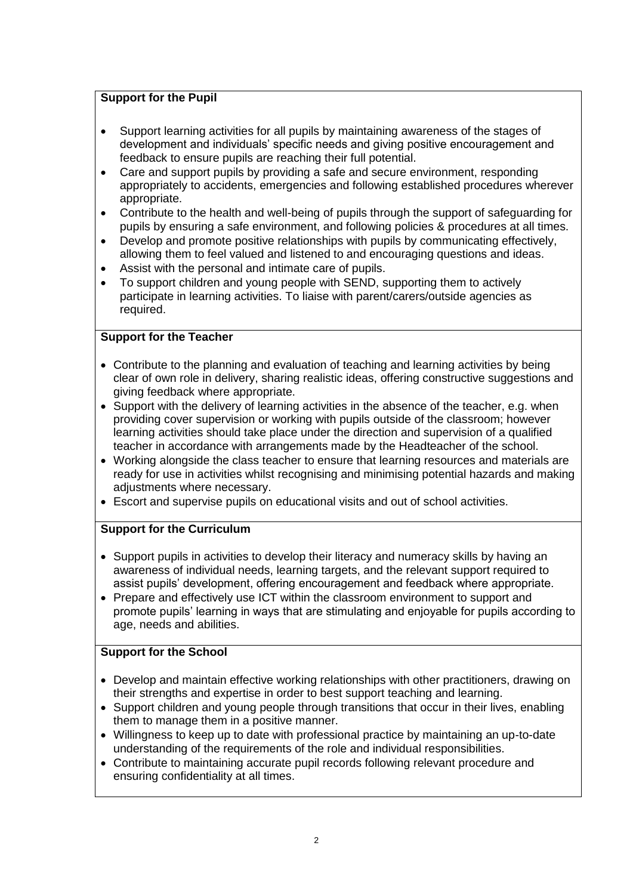### Support for the Pupil

- Support learning activities for all pupils by maintaining awareness of the stages of development and individuals' specific needs and giving positive encouragement and feedback to ensure pupils are reaching their full potential.
- Care and support pupils by providing a safe and secure environment, responding appropriately to accidents, emergencies and following established procedures wherever appropriate.
- Contribute to the health and well-being of pupils through the support of safeguarding for pupils by ensuring a safe environment, and following policies & procedures at all times.
- Develop and promote positive relationships with pupils by communicating effectively, allowing them to feel valued and listened to and encouraging questions and ideas.
- Assist with the personal and intimate care of pupils.
- To support children and young people with SEND, supporting them to actively participate in learning activities. To liaise with parent/carers/outside agencies as required.

### Support for the Teacher

- Contribute to the planning and evaluation of teaching and learning activities by being clear of own role in delivery, sharing realistic ideas, offering constructive suggestions and giving feedback where appropriate.
- Support with the delivery of learning activities in the absence of the teacher, e.g. when providing cover supervision or working with pupils outside of the classroom; however learning activities should take place under the direction and supervision of a qualified teacher in accordance with arrangements made by the Headteacher of the school.
- Working alongside the class teacher to ensure that learning resources and materials are ready for use in activities whilst recognising and minimising potential hazards and making adjustments where necessary.
- Escort and supervise pupils on educational visits and out of school activities.

### Support for the Curriculum

- Support pupils in activities to develop their literacy and numeracy skills by having an awareness of individual needs, learning targets, and the relevant support required to assist pupils' development, offering encouragement and feedback where appropriate.
- Prepare and effectively use ICT within the classroom environment to support and promote pupils' learning in ways that are stimulating and enjoyable for pupils according to age, needs and abilities.

### Support for the School

- Develop and maintain effective working relationships with other practitioners, drawing on their strengths and expertise in order to best support teaching and learning.
- Support children and young people through transitions that occur in their lives, enabling them to manage them in a positive manner.
- Willingness to keep up to date with professional practice by maintaining an up-to-date understanding of the requirements of the role and individual responsibilities.
- Contribute to maintaining accurate pupil records following relevant procedure and ensuring confidentiality at all times.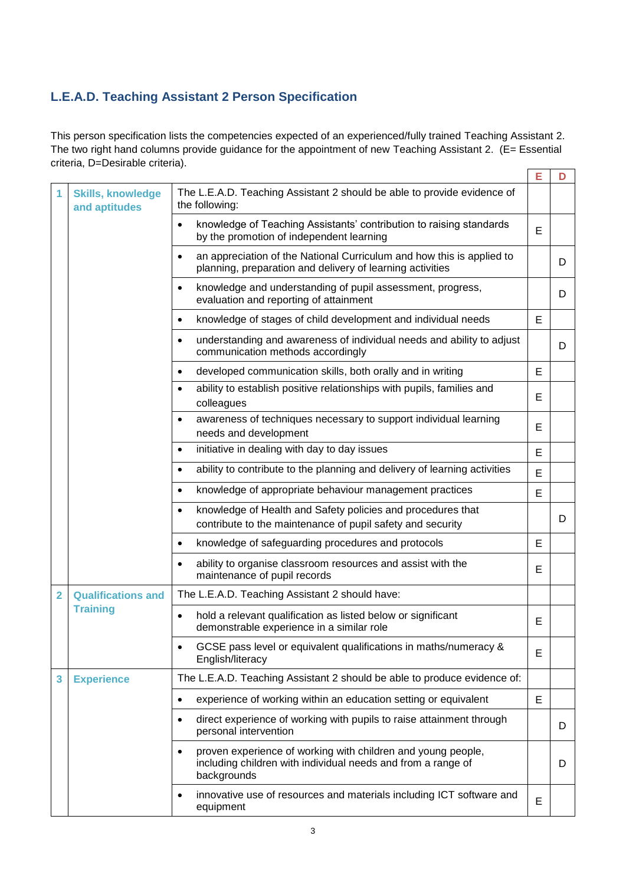## L.E.A.D. Teaching Assistant 2 Person Specification

This person specification lists the competencies expected of an experienced/fully trained Teaching Assistant 2. The two right hand columns provide guidance for the appointment of new Teaching Assistant 2. (E= Essential criteria, D=Desirable criteria).

| | | | E | D |
|---|---|---|---|---|
| 1 | Skills, knowledge and aptitudes | The L.E.A.D. Teaching Assistant 2 should be able to provide evidence of the following: | | |
| | | • knowledge of Teaching Assistants' contribution to raising standards by the promotion of independent learning | E | |
| | | • an appreciation of the National Curriculum and how this is applied to planning, preparation and delivery of learning activities | | D |
| | | • knowledge and understanding of pupil assessment, progress, evaluation and reporting of attainment | | D |
| | | • knowledge of stages of child development and individual needs | E | |
| | | • understanding and awareness of individual needs and ability to adjust communication methods accordingly | | D |
| | | • developed communication skills, both orally and in writing | E | |
| | | • ability to establish positive relationships with pupils, families and colleagues | E | |
| | | • awareness of techniques necessary to support individual learning needs and development | E | |
| | | • initiative in dealing with day to day issues | E | |
| | | • ability to contribute to the planning and delivery of learning activities | E | |
| | | • knowledge of appropriate behaviour management practices | E | |
| | | • knowledge of Health and Safety policies and procedures that contribute to the maintenance of pupil safety and security | | D |
| | | • knowledge of safeguarding procedures and protocols | E | |
| | | • ability to organise classroom resources and assist with the maintenance of pupil records | E | |
| 2 | Qualifications and Training | The L.E.A.D. Teaching Assistant 2 should have: | | |
| | | • hold a relevant qualification as listed below or significant demonstrable experience in a similar role | E | |
| | | • GCSE pass level or equivalent qualifications in maths/numeracy & English/literacy | E | |
| 3 | Experience | The L.E.A.D. Teaching Assistant 2 should be able to produce evidence of: | | |
| | | • experience of working within an education setting or equivalent | E | |
| | | • direct experience of working with pupils to raise attainment through personal intervention | | D |
| | | • proven experience of working with children and young people, including children with individual needs and from a range of backgrounds | | D |
| | | • innovative use of resources and materials including ICT software and equipment | E | |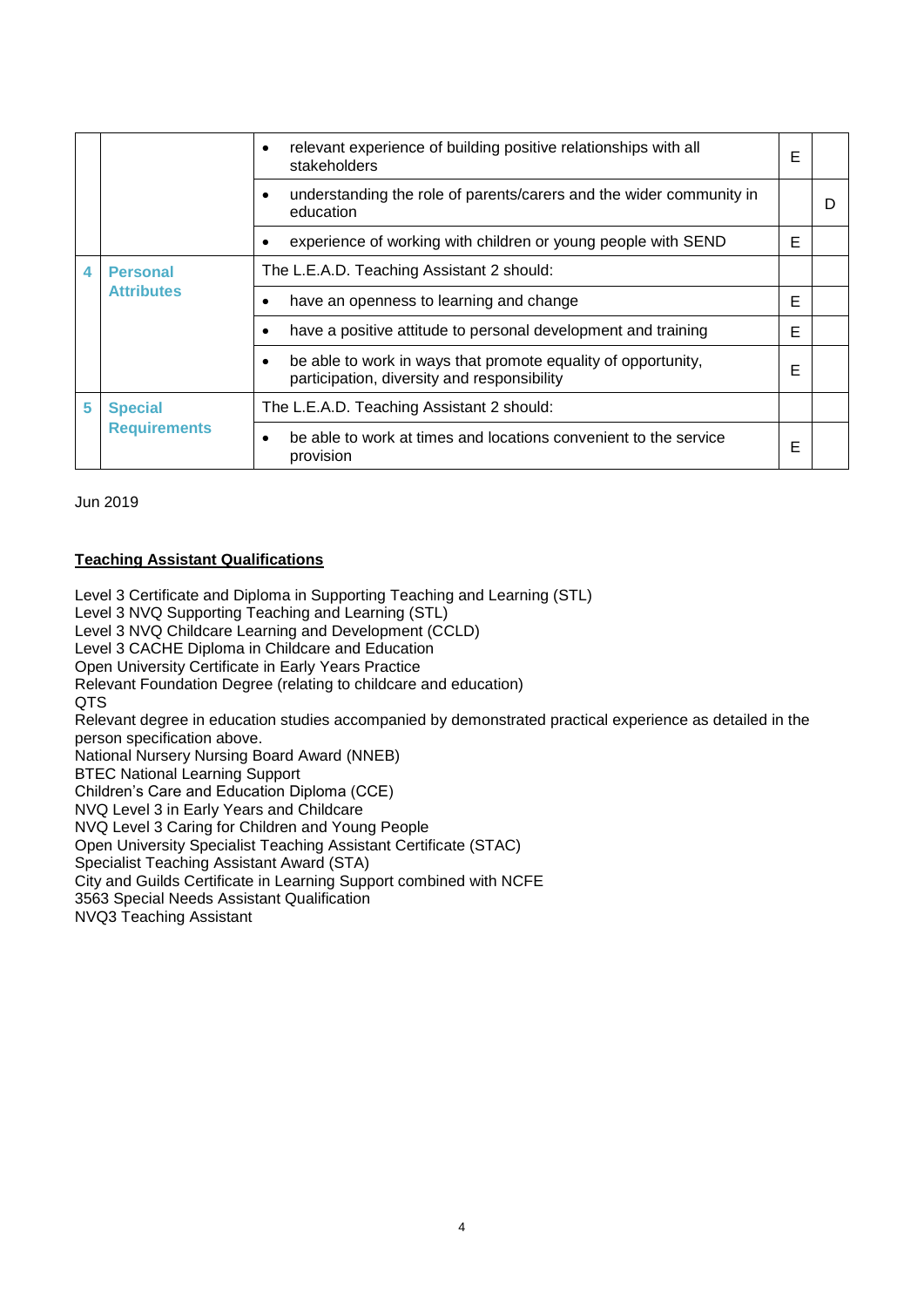| | | | | |
|---|---|---|---|---|
| | | • relevant experience of building positive relationships with all stakeholders | E | |
| | | • understanding the role of parents/carers and the wider community in education | | D |
| | | • experience of working with children or young people with SEND | E | |
| 4 | **Personal Attributes** | The L.E.A.D. Teaching Assistant 2 should: | | |
| | | • have an openness to learning and change | E | |
| | | • have a positive attitude to personal development and training | E | |
| | | • be able to work in ways that promote equality of opportunity, participation, diversity and responsibility | E | |
| 5 | **Special Requirements** | The L.E.A.D. Teaching Assistant 2 should: | | |
| | | • be able to work at times and locations convenient to the service provision | E | |

Jun 2019

**Teaching Assistant Qualifications**

Level 3 Certificate and Diploma in Supporting Teaching and Learning (STL)
Level 3 NVQ Supporting Teaching and Learning (STL)
Level 3 NVQ Childcare Learning and Development (CCLD)
Level 3 CACHE Diploma in Childcare and Education
Open University Certificate in Early Years Practice
Relevant Foundation Degree (relating to childcare and education)
QTS
Relevant degree in education studies accompanied by demonstrated practical experience as detailed in the person specification above.
National Nursery Nursing Board Award (NNEB)
BTEC National Learning Support
Children's Care and Education Diploma (CCE)
NVQ Level 3 in Early Years and Childcare
NVQ Level 3 Caring for Children and Young People
Open University Specialist Teaching Assistant Certificate (STAC)
Specialist Teaching Assistant Award (STA)
City and Guilds Certificate in Learning Support combined with NCFE
3563 Special Needs Assistant Qualification
NVQ3 Teaching Assistant